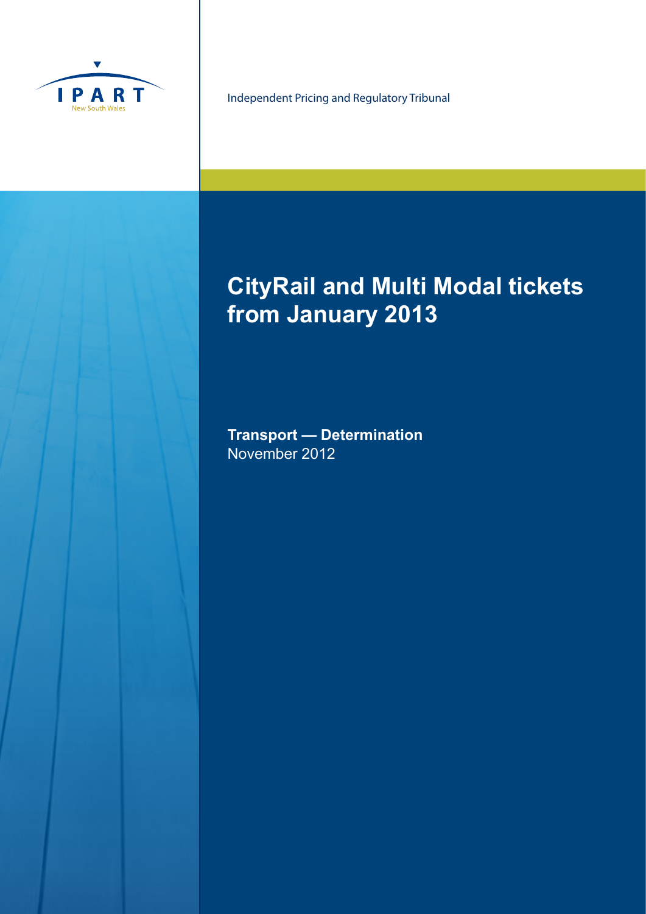IPART

New South Wales

Independent Pricing and Regulatory Tribunal

# CityRail and Multi Modal tickets from January 2013

**Transport — Determination**

November 2012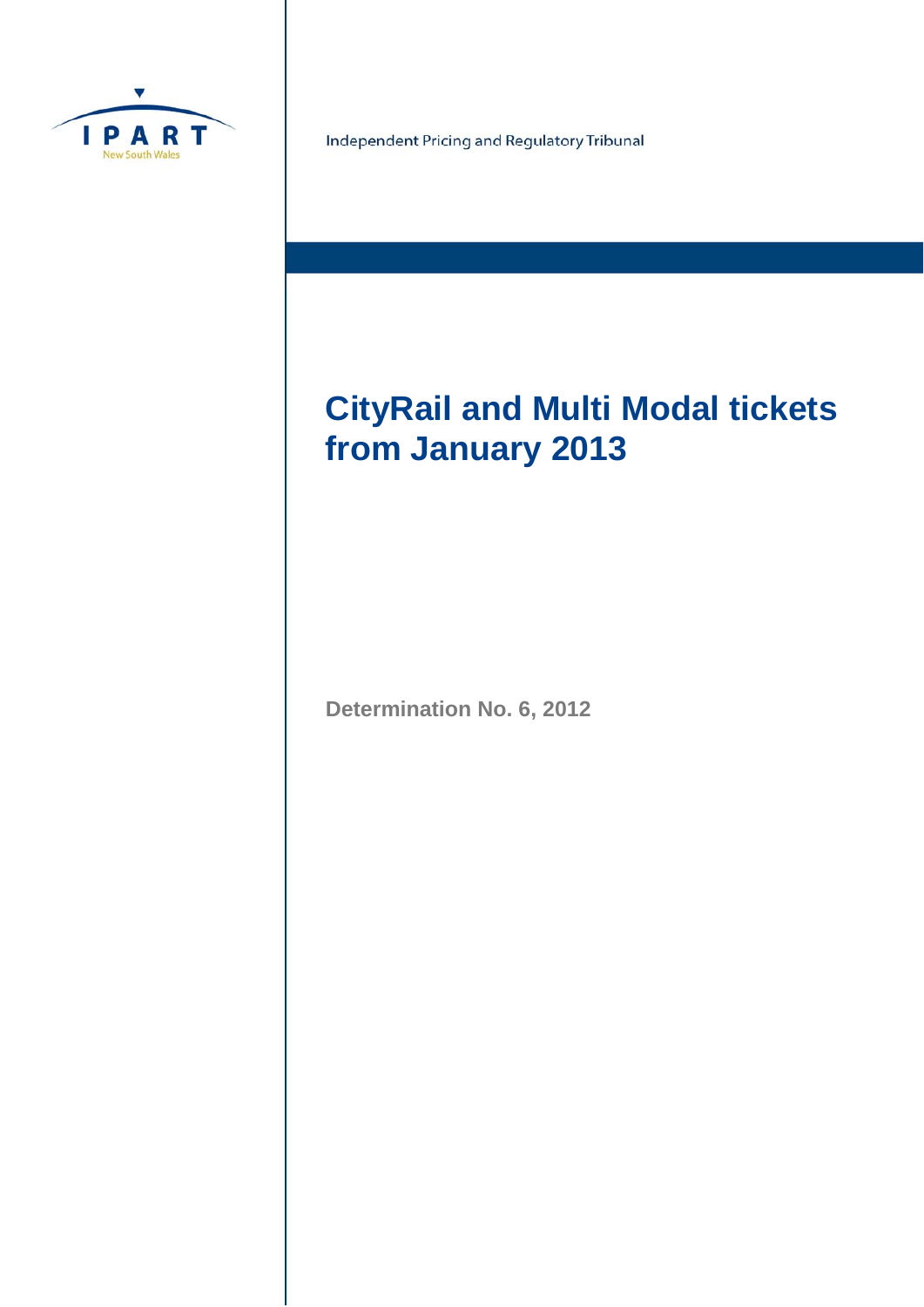IPART

New South Wales

Independent Pricing and Regulatory Tribunal

# CityRail and Multi Modal tickets from January 2013

Determination No. 6, 2012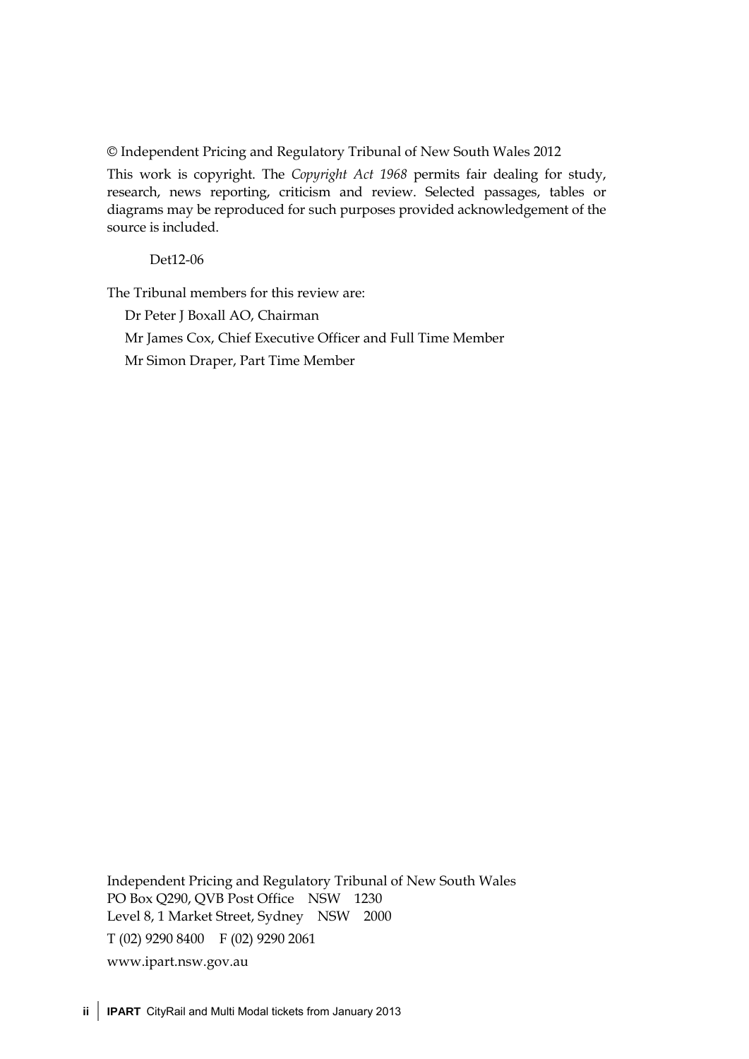© Independent Pricing and Regulatory Tribunal of New South Wales 2012

This work is copyright. The *Copyright Act 1968* permits fair dealing for study, research, news reporting, criticism and review. Selected passages, tables or diagrams may be reproduced for such purposes provided acknowledgement of the source is included.

Det12-06

The Tribunal members for this review are:

Dr Peter J Boxall AO, Chairman

Mr James Cox, Chief Executive Officer and Full Time Member

Mr Simon Draper, Part Time Member

Independent Pricing and Regulatory Tribunal of New South Wales
PO Box Q290, QVB Post Office NSW 1230
Level 8, 1 Market Street, Sydney NSW 2000

T (02) 9290 8400 F (02) 9290 2061

www.ipart.nsw.gov.au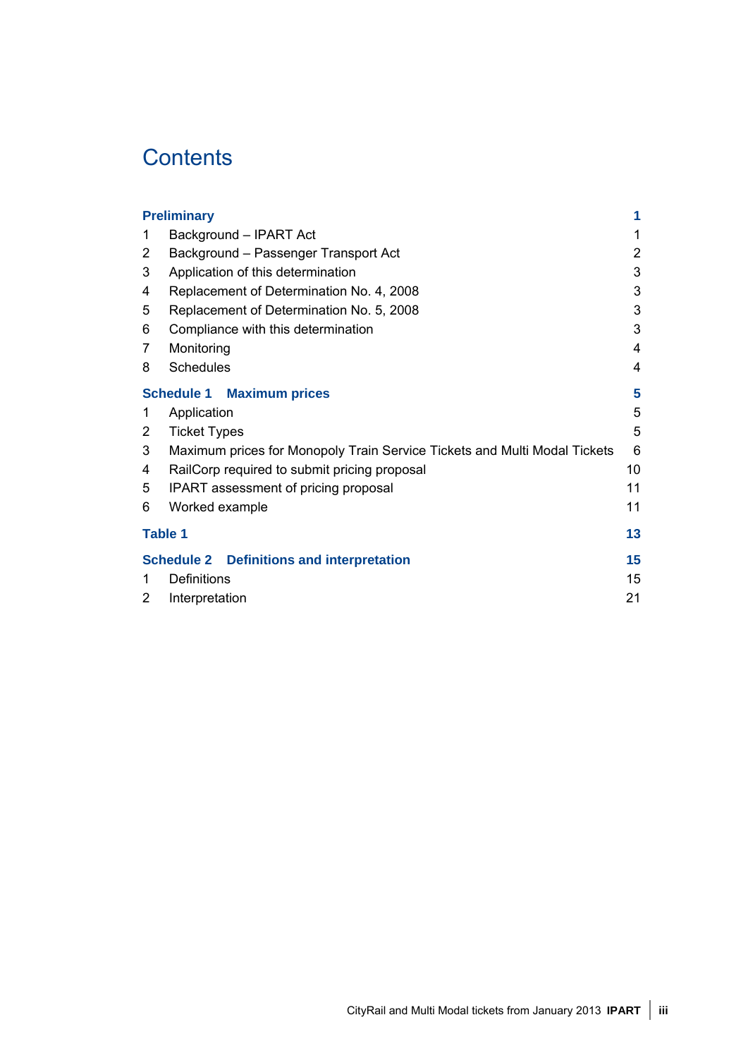# Contents

| | | |
|---|---|---|
| **Preliminary** | | **1** |
| 1 | Background – IPART Act | 1 |
| 2 | Background – Passenger Transport Act | 2 |
| 3 | Application of this determination | 3 |
| 4 | Replacement of Determination No. 4, 2008 | 3 |
| 5 | Replacement of Determination No. 5, 2008 | 3 |
| 6 | Compliance with this determination | 3 |
| 7 | Monitoring | 4 |
| 8 | Schedules | 4 |
| **Schedule 1** | **Maximum prices** | **5** |
| 1 | Application | 5 |
| 2 | Ticket Types | 5 |
| 3 | Maximum prices for Monopoly Train Service Tickets and Multi Modal Tickets | 6 |
| 4 | RailCorp required to submit pricing proposal | 10 |
| 5 | IPART assessment of pricing proposal | 11 |
| 6 | Worked example | 11 |
| **Table 1** | | **13** |
| **Schedule 2** | **Definitions and interpretation** | **15** |
| 1 | Definitions | 15 |
| 2 | Interpretation | 21 |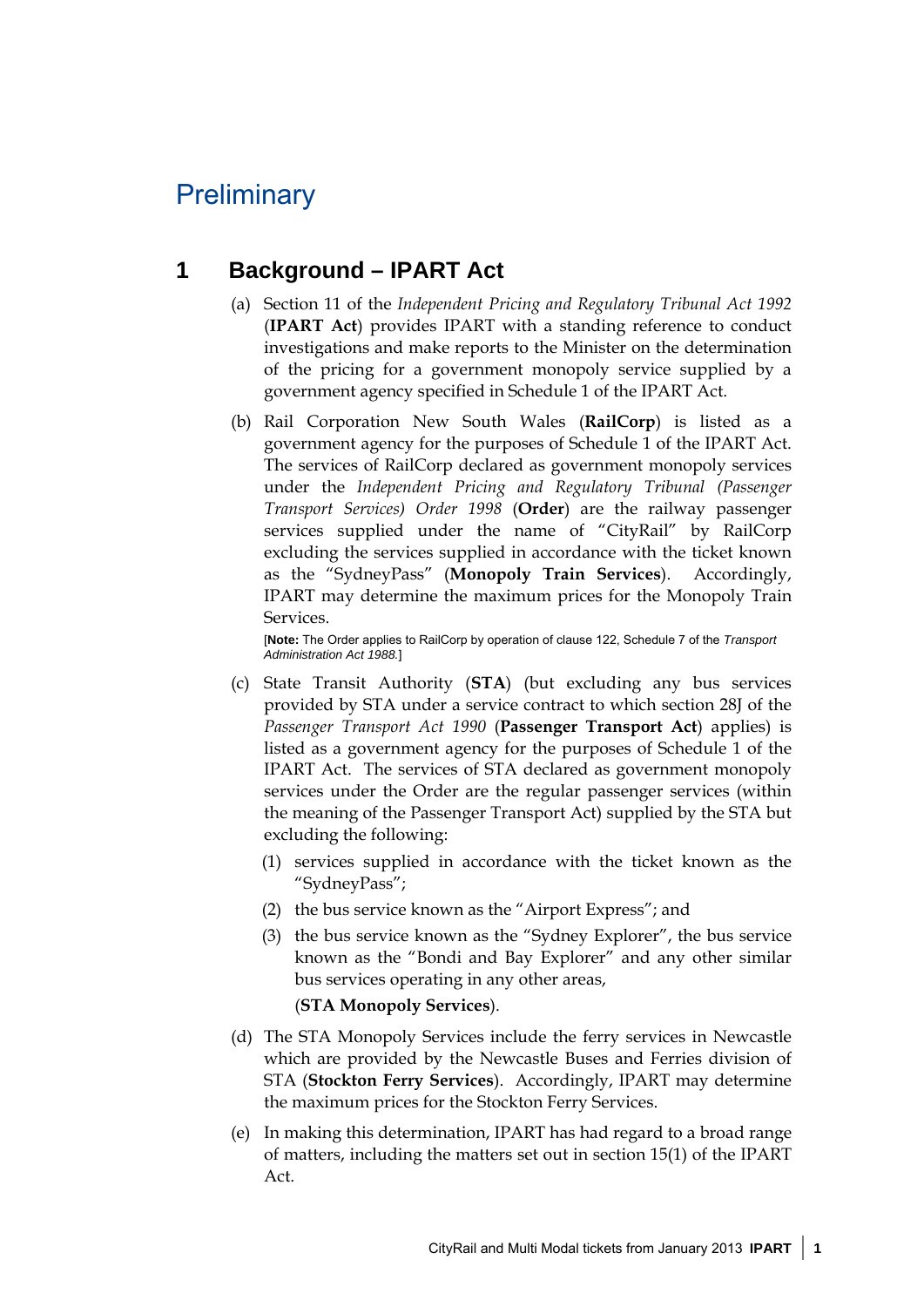# Preliminary

## 1 Background – IPART Act

(a) Section 11 of the *Independent Pricing and Regulatory Tribunal Act 1992* (**IPART Act**) provides IPART with a standing reference to conduct investigations and make reports to the Minister on the determination of the pricing for a government monopoly service supplied by a government agency specified in Schedule 1 of the IPART Act.

(b) Rail Corporation New South Wales (**RailCorp**) is listed as a government agency for the purposes of Schedule 1 of the IPART Act. The services of RailCorp declared as government monopoly services under the *Independent Pricing and Regulatory Tribunal (Passenger Transport Services) Order 1998* (**Order**) are the railway passenger services supplied under the name of "CityRail" by RailCorp excluding the services supplied in accordance with the ticket known as the "SydneyPass" (**Monopoly Train Services**). Accordingly, IPART may determine the maximum prices for the Monopoly Train Services.

[**Note:** The Order applies to RailCorp by operation of clause 122, Schedule 7 of the *Transport Administration Act 1988.*]

(c) State Transit Authority (**STA**) (but excluding any bus services provided by STA under a service contract to which section 28J of the *Passenger Transport Act 1990* (**Passenger Transport Act**) applies) is listed as a government agency for the purposes of Schedule 1 of the IPART Act. The services of STA declared as government monopoly services under the Order are the regular passenger services (within the meaning of the Passenger Transport Act) supplied by the STA but excluding the following:

(1) services supplied in accordance with the ticket known as the "SydneyPass";

(2) the bus service known as the "Airport Express"; and

(3) the bus service known as the "Sydney Explorer", the bus service known as the "Bondi and Bay Explorer" and any other similar bus services operating in any other areas,

(**STA Monopoly Services**).

(d) The STA Monopoly Services include the ferry services in Newcastle which are provided by the Newcastle Buses and Ferries division of STA (**Stockton Ferry Services**). Accordingly, IPART may determine the maximum prices for the Stockton Ferry Services.

(e) In making this determination, IPART has had regard to a broad range of matters, including the matters set out in section 15(1) of the IPART Act.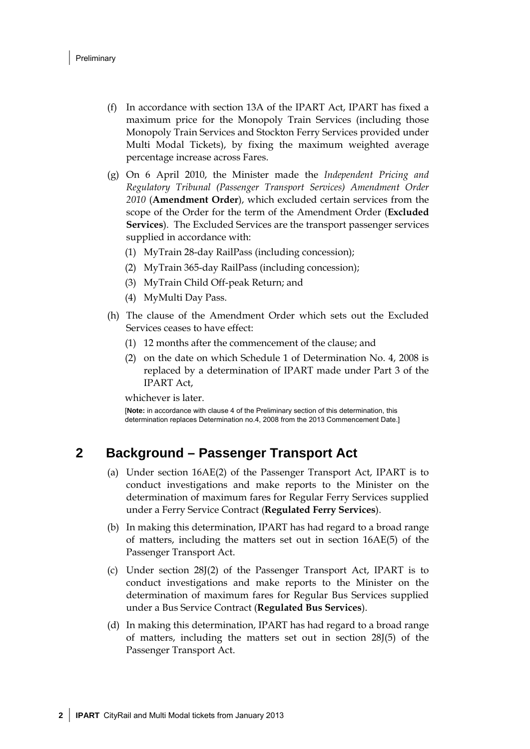(f) In accordance with section 13A of the IPART Act, IPART has fixed a maximum price for the Monopoly Train Services (including those Monopoly Train Services and Stockton Ferry Services provided under Multi Modal Tickets), by fixing the maximum weighted average percentage increase across Fares.

(g) On 6 April 2010, the Minister made the *Independent Pricing and Regulatory Tribunal (Passenger Transport Services) Amendment Order 2010* (**Amendment Order**), which excluded certain services from the scope of the Order for the term of the Amendment Order (**Excluded Services**). The Excluded Services are the transport passenger services supplied in accordance with:

   (1) MyTrain 28-day RailPass (including concession);

   (2) MyTrain 365-day RailPass (including concession);

   (3) MyTrain Child Off-peak Return; and

   (4) MyMulti Day Pass.

(h) The clause of the Amendment Order which sets out the Excluded Services ceases to have effect:

   (1) 12 months after the commencement of the clause; and

   (2) on the date on which Schedule 1 of Determination No. 4, 2008 is replaced by a determination of IPART made under Part 3 of the IPART Act,

   whichever is later.

   [**Note:** in accordance with clause 4 of the Preliminary section of this determination, this determination replaces Determination no.4, 2008 from the 2013 Commencement Date.]

## 2 Background – Passenger Transport Act

(a) Under section 16AE(2) of the Passenger Transport Act, IPART is to conduct investigations and make reports to the Minister on the determination of maximum fares for Regular Ferry Services supplied under a Ferry Service Contract (**Regulated Ferry Services**).

(b) In making this determination, IPART has had regard to a broad range of matters, including the matters set out in section 16AE(5) of the Passenger Transport Act.

(c) Under section 28J(2) of the Passenger Transport Act, IPART is to conduct investigations and make reports to the Minister on the determination of maximum fares for Regular Bus Services supplied under a Bus Service Contract (**Regulated Bus Services**).

(d) In making this determination, IPART has had regard to a broad range of matters, including the matters set out in section 28J(5) of the Passenger Transport Act.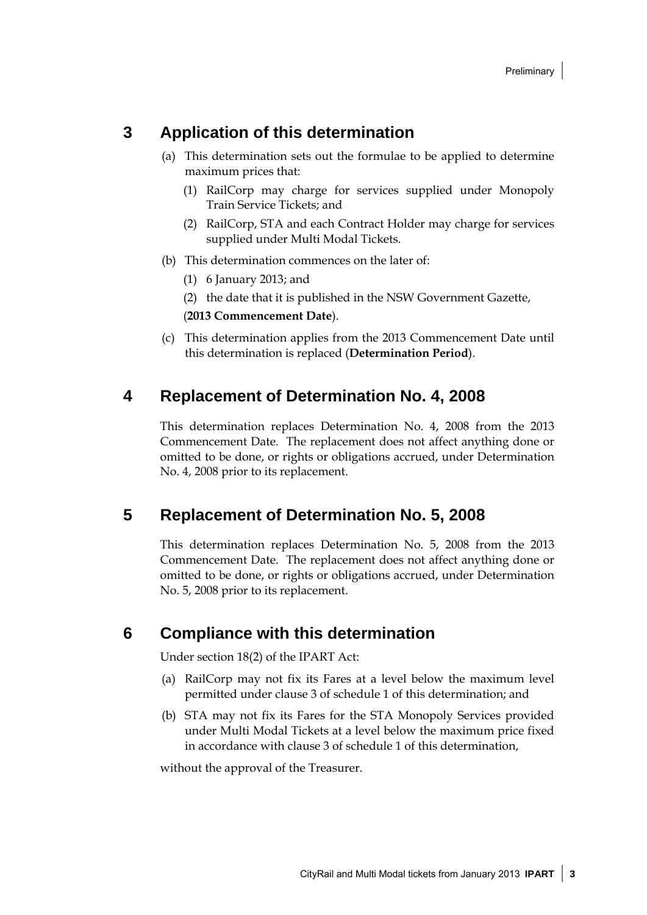## 3 Application of this determination

(a) This determination sets out the formulae to be applied to determine maximum prices that:

(1) RailCorp may charge for services supplied under Monopoly Train Service Tickets; and

(2) RailCorp, STA and each Contract Holder may charge for services supplied under Multi Modal Tickets.

(b) This determination commences on the later of:

(1) 6 January 2013; and

(2) the date that it is published in the NSW Government Gazette,

(**2013 Commencement Date**).

(c) This determination applies from the 2013 Commencement Date until this determination is replaced (**Determination Period**).

## 4 Replacement of Determination No. 4, 2008

This determination replaces Determination No. 4, 2008 from the 2013 Commencement Date. The replacement does not affect anything done or omitted to be done, or rights or obligations accrued, under Determination No. 4, 2008 prior to its replacement.

## 5 Replacement of Determination No. 5, 2008

This determination replaces Determination No. 5, 2008 from the 2013 Commencement Date. The replacement does not affect anything done or omitted to be done, or rights or obligations accrued, under Determination No. 5, 2008 prior to its replacement.

## 6 Compliance with this determination

Under section 18(2) of the IPART Act:

(a) RailCorp may not fix its Fares at a level below the maximum level permitted under clause 3 of schedule 1 of this determination; and

(b) STA may not fix its Fares for the STA Monopoly Services provided under Multi Modal Tickets at a level below the maximum price fixed in accordance with clause 3 of schedule 1 of this determination,

without the approval of the Treasurer.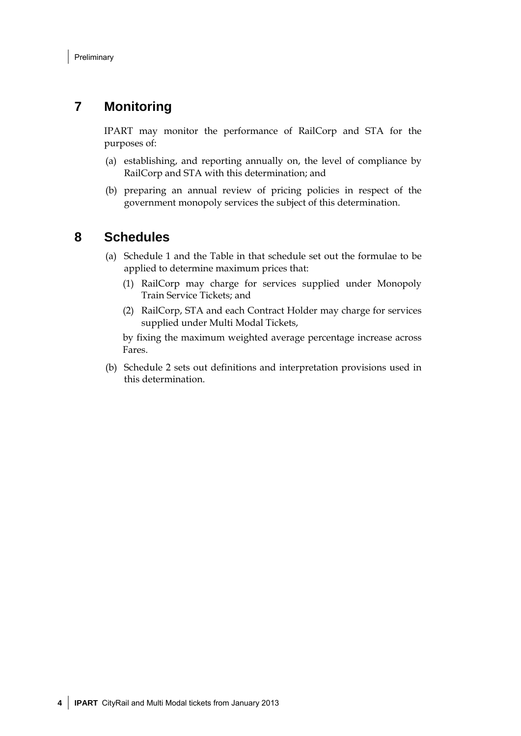## 7 Monitoring

IPART may monitor the performance of RailCorp and STA for the purposes of:

(a) establishing, and reporting annually on, the level of compliance by RailCorp and STA with this determination; and

(b) preparing an annual review of pricing policies in respect of the government monopoly services the subject of this determination.

## 8 Schedules

(a) Schedule 1 and the Table in that schedule set out the formulae to be applied to determine maximum prices that:

  (1) RailCorp may charge for services supplied under Monopoly Train Service Tickets; and

  (2) RailCorp, STA and each Contract Holder may charge for services supplied under Multi Modal Tickets,

  by fixing the maximum weighted average percentage increase across Fares.

(b) Schedule 2 sets out definitions and interpretation provisions used in this determination.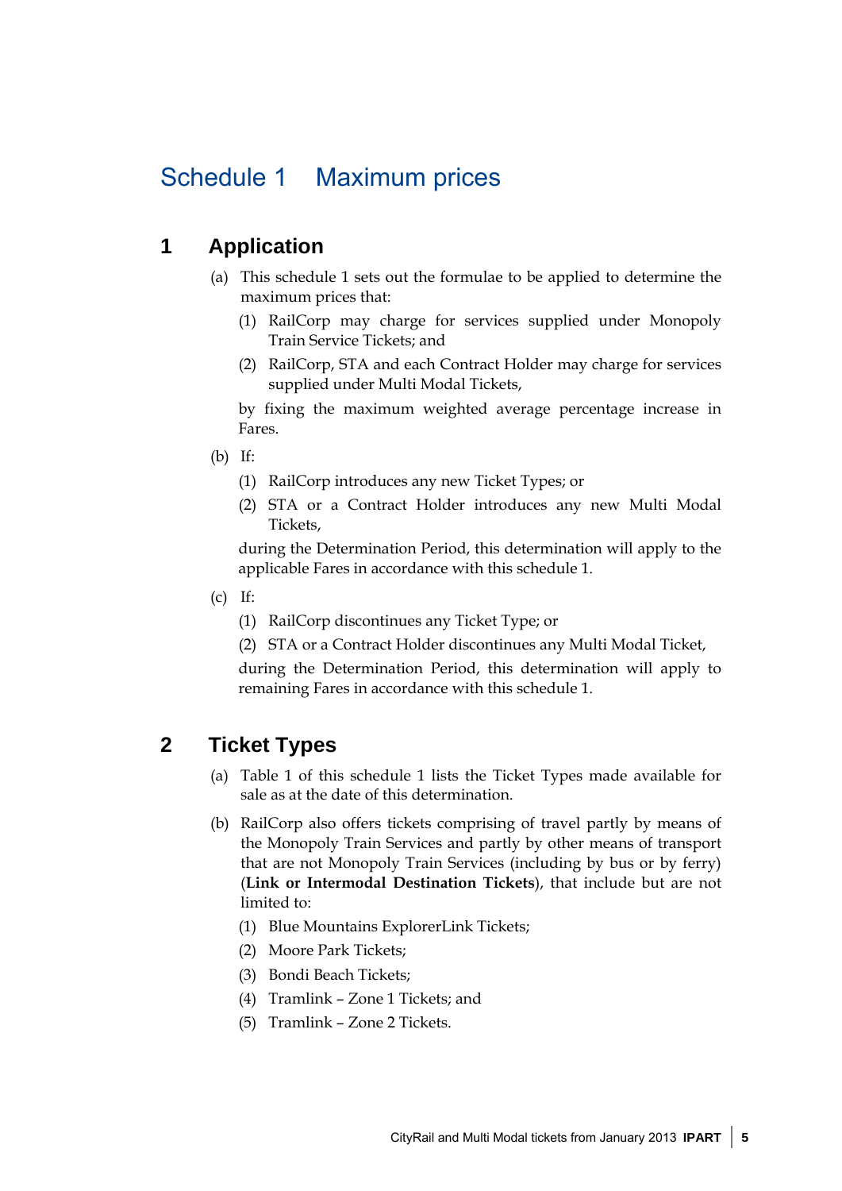# Schedule 1 Maximum prices

## 1 Application

(a) This schedule 1 sets out the formulae to be applied to determine the maximum prices that:

(1) RailCorp may charge for services supplied under Monopoly Train Service Tickets; and

(2) RailCorp, STA and each Contract Holder may charge for services supplied under Multi Modal Tickets,

by fixing the maximum weighted average percentage increase in Fares.

(b) If:

(1) RailCorp introduces any new Ticket Types; or

(2) STA or a Contract Holder introduces any new Multi Modal Tickets,

during the Determination Period, this determination will apply to the applicable Fares in accordance with this schedule 1.

(c) If:

(1) RailCorp discontinues any Ticket Type; or

(2) STA or a Contract Holder discontinues any Multi Modal Ticket,

during the Determination Period, this determination will apply to remaining Fares in accordance with this schedule 1.

## 2 Ticket Types

(a) Table 1 of this schedule 1 lists the Ticket Types made available for sale as at the date of this determination.

(b) RailCorp also offers tickets comprising of travel partly by means of the Monopoly Train Services and partly by other means of transport that are not Monopoly Train Services (including by bus or by ferry) (**Link or Intermodal Destination Tickets**), that include but are not limited to:

(1) Blue Mountains ExplorerLink Tickets;

(2) Moore Park Tickets;

(3) Bondi Beach Tickets;

(4) Tramlink – Zone 1 Tickets; and

(5) Tramlink – Zone 2 Tickets.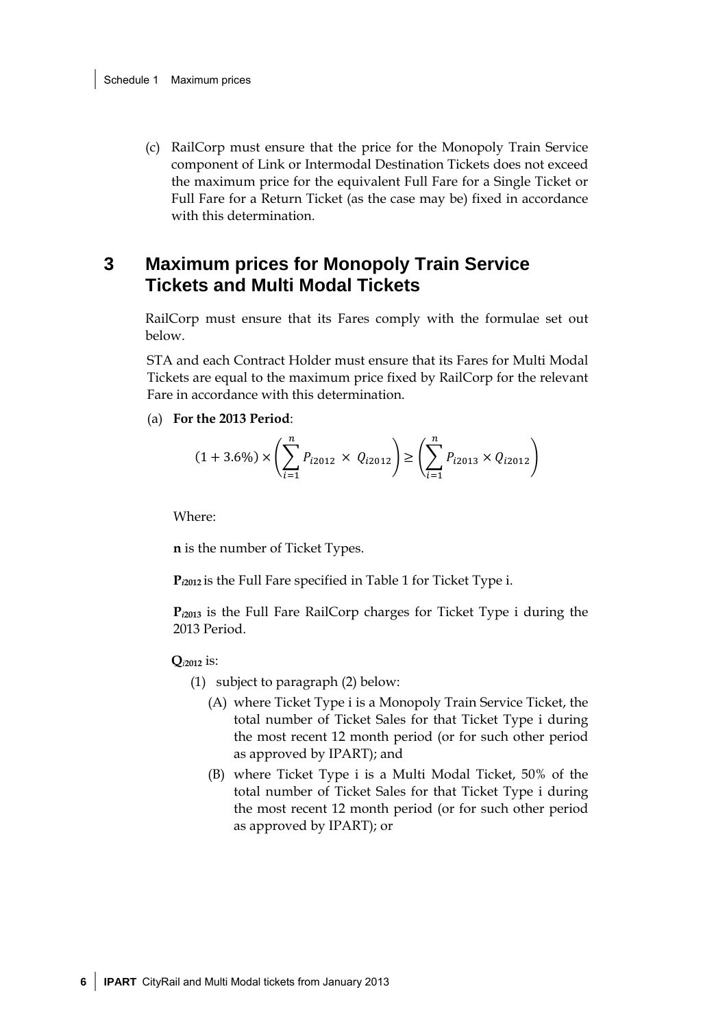(c) RailCorp must ensure that the price for the Monopoly Train Service component of Link or Intermodal Destination Tickets does not exceed the maximum price for the equivalent Full Fare for a Single Ticket or Full Fare for a Return Ticket (as the case may be) fixed in accordance with this determination.

## 3 Maximum prices for Monopoly Train Service Tickets and Multi Modal Tickets

RailCorp must ensure that its Fares comply with the formulae set out below.

STA and each Contract Holder must ensure that its Fares for Multi Modal Tickets are equal to the maximum price fixed by RailCorp for the relevant Fare in accordance with this determination.

(a) **For the 2013 Period**:

$$(1 + 3.6\%) \times \left( \sum_{i=1}^{n} P_{i2012} \times Q_{i2012} \right) \geq \left( \sum_{i=1}^{n} P_{i2013} \times Q_{i2012} \right)$$

Where:

**n** is the number of Ticket Types.

$\mathbf{P_{i2012}}$ is the Full Fare specified in Table 1 for Ticket Type i.

$\mathbf{P_{i2013}}$ is the Full Fare RailCorp charges for Ticket Type i during the 2013 Period.

$\mathbf{Q_{i2012}}$ is:

(1) subject to paragraph (2) below:

(A) where Ticket Type i is a Monopoly Train Service Ticket, the total number of Ticket Sales for that Ticket Type i during the most recent 12 month period (or for such other period as approved by IPART); and

(B) where Ticket Type i is a Multi Modal Ticket, 50% of the total number of Ticket Sales for that Ticket Type i during the most recent 12 month period (or for such other period as approved by IPART); or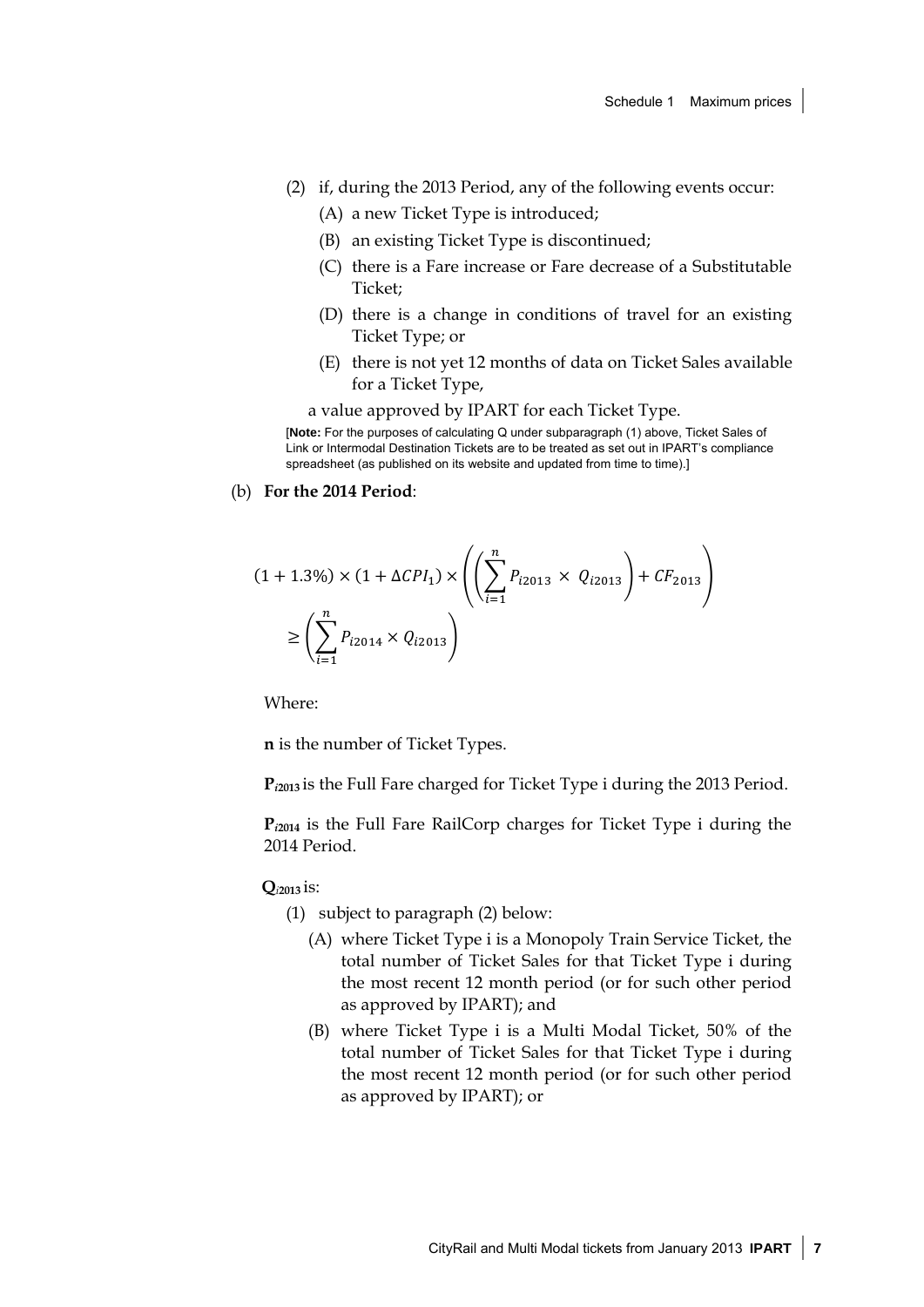(2) if, during the 2013 Period, any of the following events occur:

(A) a new Ticket Type is introduced;

(B) an existing Ticket Type is discontinued;

(C) there is a Fare increase or Fare decrease of a Substitutable Ticket;

(D) there is a change in conditions of travel for an existing Ticket Type; or

(E) there is not yet 12 months of data on Ticket Sales available for a Ticket Type,

a value approved by IPART for each Ticket Type.

[**Note:** For the purposes of calculating Q under subparagraph (1) above, Ticket Sales of Link or Intermodal Destination Tickets are to be treated as set out in IPART's compliance spreadsheet (as published on its website and updated from time to time).]

(b) **For the 2014 Period**:

$$(1 + 1.3\%) \times (1 + \Delta CPI_1) \times \left( \left( \sum_{i=1}^{n} P_{i2013} \times Q_{i2013} \right) + CF_{2013} \right) \geq \left( \sum_{i=1}^{n} P_{i2014} \times Q_{i2013} \right)$$

Where:

**n** is the number of Ticket Types.

$\mathbf{P}_{i2013}$ is the Full Fare charged for Ticket Type i during the 2013 Period.

$\mathbf{P}_{i2014}$ is the Full Fare RailCorp charges for Ticket Type i during the 2014 Period.

$\mathbf{Q}_{i2013}$ is:

(1) subject to paragraph (2) below:

(A) where Ticket Type i is a Monopoly Train Service Ticket, the total number of Ticket Sales for that Ticket Type i during the most recent 12 month period (or for such other period as approved by IPART); and

(B) where Ticket Type i is a Multi Modal Ticket, 50% of the total number of Ticket Sales for that Ticket Type i during the most recent 12 month period (or for such other period as approved by IPART); or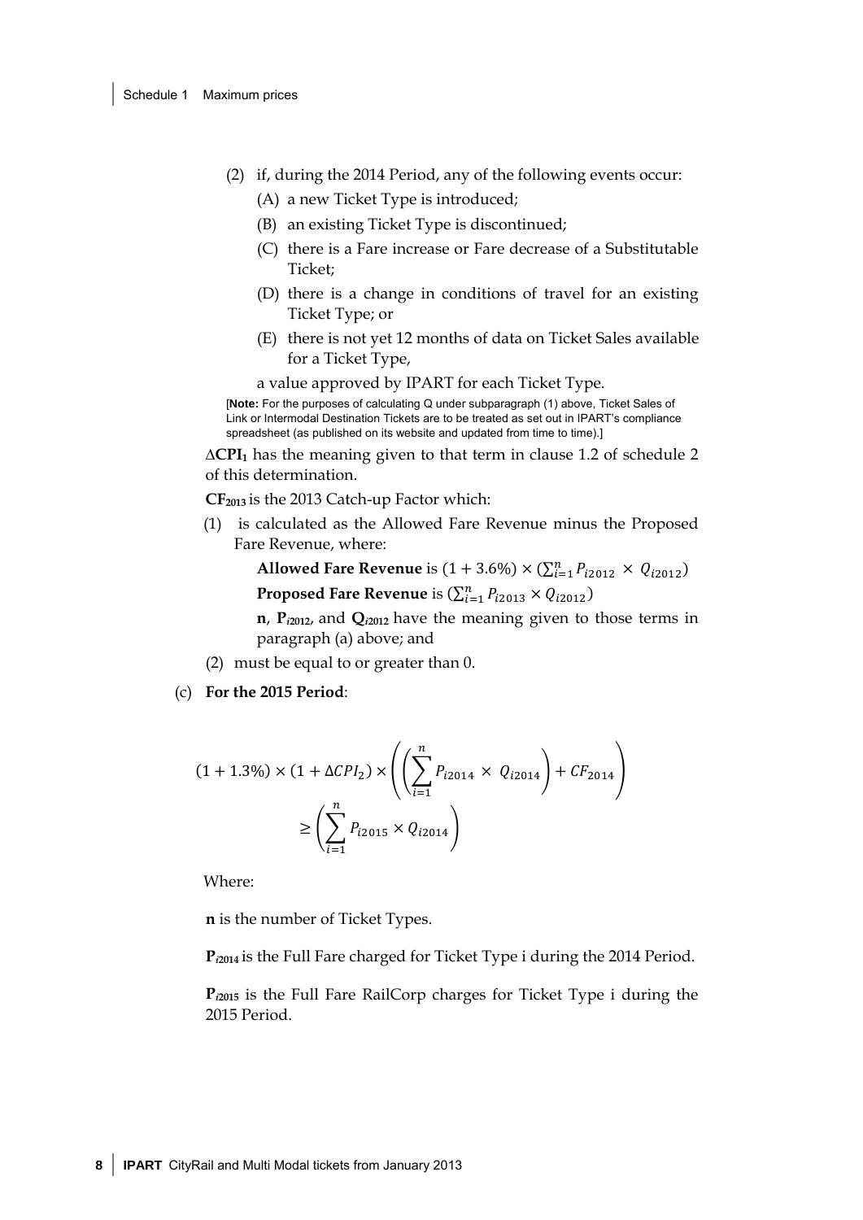(2) if, during the 2014 Period, any of the following events occur:

(A) a new Ticket Type is introduced;

(B) an existing Ticket Type is discontinued;

(C) there is a Fare increase or Fare decrease of a Substitutable Ticket;

(D) there is a change in conditions of travel for an existing Ticket Type; or

(E) there is not yet 12 months of data on Ticket Sales available for a Ticket Type,

a value approved by IPART for each Ticket Type.

[**Note:** For the purposes of calculating Q under subparagraph (1) above, Ticket Sales of Link or Intermodal Destination Tickets are to be treated as set out in IPART's compliance spreadsheet (as published on its website and updated from time to time).]

**$\Delta$CPI$_1$** has the meaning given to that term in clause 1.2 of schedule 2 of this determination.

**CF$_{2013}$** is the 2013 Catch-up Factor which:

(1) is calculated as the Allowed Fare Revenue minus the Proposed Fare Revenue, where:

**Allowed Fare Revenue** is $(1 + 3.6\%) \times (\sum_{i=1}^{n} P_{i2012} \times Q_{i2012})$

**Proposed Fare Revenue** is $(\sum_{i=1}^{n} P_{i2013} \times Q_{i2012})$

**n**, **$P_{i2012}$**, and **$Q_{i2012}$** have the meaning given to those terms in paragraph (a) above; and

(2) must be equal to or greater than 0.

(c) **For the 2015 Period**:

$$(1 + 1.3\%) \times (1 + \Delta CPI_2) \times \left( \left( \sum_{i=1}^{n} P_{i2014} \times Q_{i2014} \right) + CF_{2014} \right) \geq \left( \sum_{i=1}^{n} P_{i2015} \times Q_{i2014} \right)$$

Where:

**n** is the number of Ticket Types.

**$P_{i2014}$** is the Full Fare charged for Ticket Type i during the 2014 Period.

**$P_{i2015}$** is the Full Fare RailCorp charges for Ticket Type i during the 2015 Period.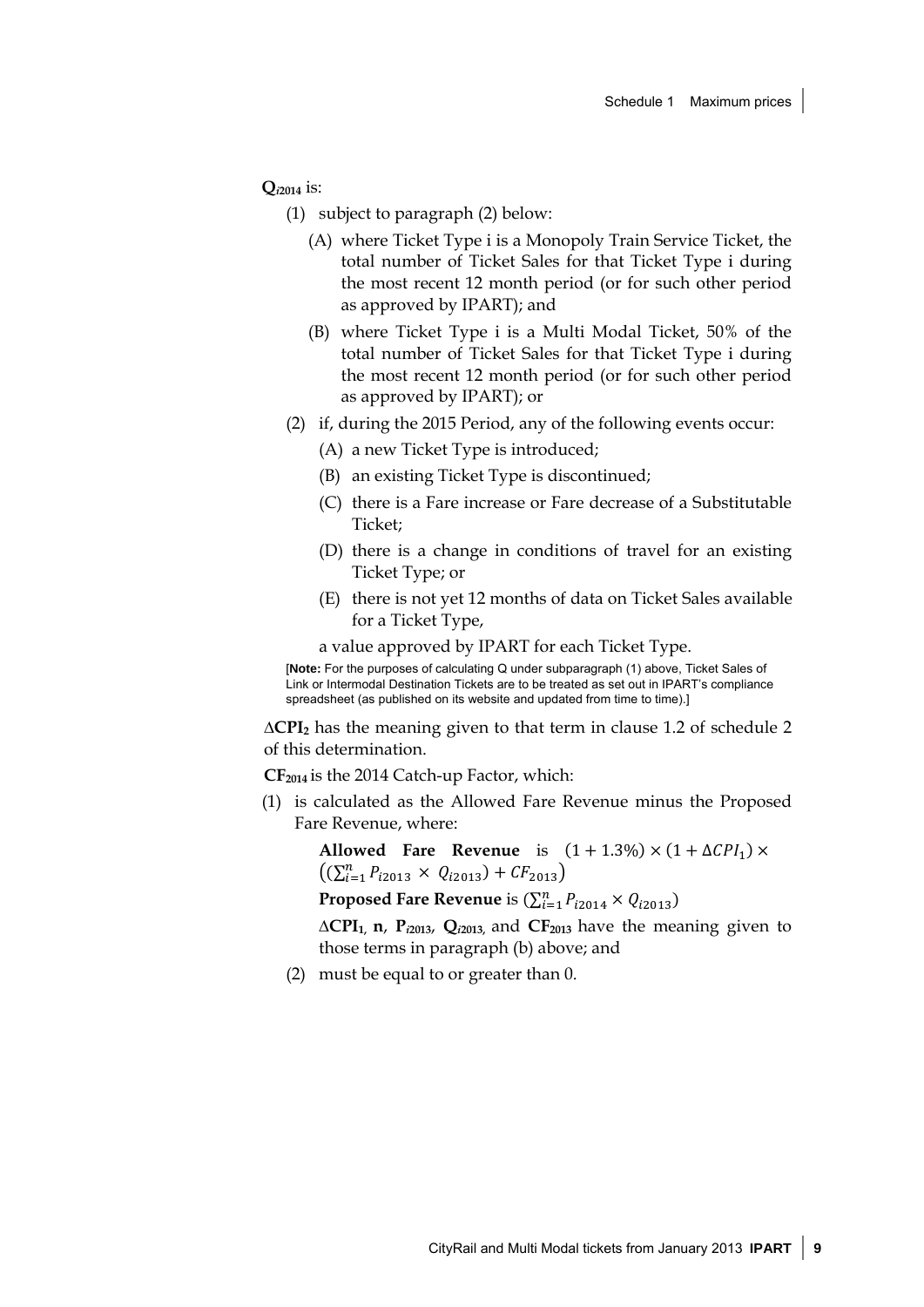$\mathbf{Q}_{i2014}$ is:

(1) subject to paragraph (2) below:

(A) where Ticket Type i is a Monopoly Train Service Ticket, the total number of Ticket Sales for that Ticket Type i during the most recent 12 month period (or for such other period as approved by IPART); and

(B) where Ticket Type i is a Multi Modal Ticket, 50% of the total number of Ticket Sales for that Ticket Type i during the most recent 12 month period (or for such other period as approved by IPART); or

(2) if, during the 2015 Period, any of the following events occur:

(A) a new Ticket Type is introduced;

(B) an existing Ticket Type is discontinued;

(C) there is a Fare increase or Fare decrease of a Substitutable Ticket;

(D) there is a change in conditions of travel for an existing Ticket Type; or

(E) there is not yet 12 months of data on Ticket Sales available for a Ticket Type,

a value approved by IPART for each Ticket Type.

[**Note:** For the purposes of calculating Q under subparagraph (1) above, Ticket Sales of Link or Intermodal Destination Tickets are to be treated as set out in IPART's compliance spreadsheet (as published on its website and updated from time to time).]

$\mathbf{\Delta CPI_2}$ has the meaning given to that term in clause 1.2 of schedule 2 of this determination.

$\mathbf{CF_{2014}}$ is the 2014 Catch-up Factor, which:

(1) is calculated as the Allowed Fare Revenue minus the Proposed Fare Revenue, where:

**Allowed Fare Revenue** is $(1 + 1.3\%) \times (1 + \Delta CPI_1) \times \left((\sum_{i=1}^{n} P_{i2013} \times Q_{i2013}) + CF_{2013}\right)$

**Proposed Fare Revenue** is $(\sum_{i=1}^{n} P_{i2014} \times Q_{i2013})$

$\mathbf{\Delta CPI_1}$, $\mathbf{n}$, $\mathbf{P}_{i2013}$, $\mathbf{Q}_{i2013}$, and $\mathbf{CF_{2013}}$ have the meaning given to those terms in paragraph (b) above; and

(2) must be equal to or greater than 0.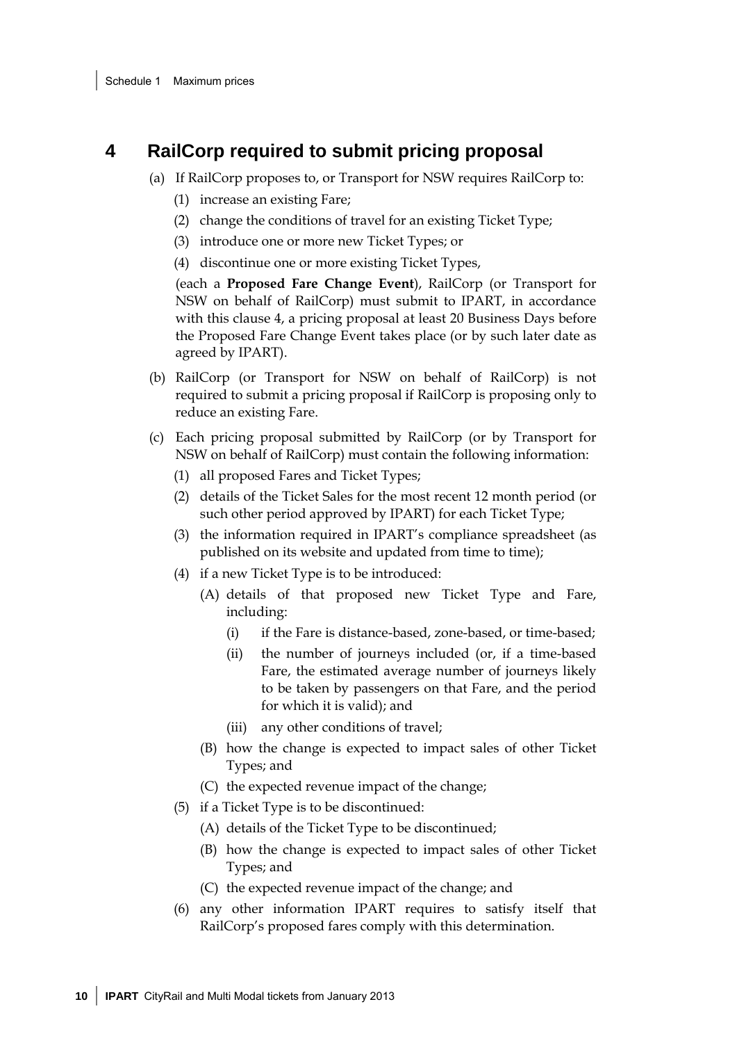## 4 RailCorp required to submit pricing proposal

(a) If RailCorp proposes to, or Transport for NSW requires RailCorp to:

  (1) increase an existing Fare;

  (2) change the conditions of travel for an existing Ticket Type;

  (3) introduce one or more new Ticket Types; or

  (4) discontinue one or more existing Ticket Types,

  (each a **Proposed Fare Change Event**), RailCorp (or Transport for NSW on behalf of RailCorp) must submit to IPART, in accordance with this clause 4, a pricing proposal at least 20 Business Days before the Proposed Fare Change Event takes place (or by such later date as agreed by IPART).

(b) RailCorp (or Transport for NSW on behalf of RailCorp) is not required to submit a pricing proposal if RailCorp is proposing only to reduce an existing Fare.

(c) Each pricing proposal submitted by RailCorp (or by Transport for NSW on behalf of RailCorp) must contain the following information:

  (1) all proposed Fares and Ticket Types;

  (2) details of the Ticket Sales for the most recent 12 month period (or such other period approved by IPART) for each Ticket Type;

  (3) the information required in IPART's compliance spreadsheet (as published on its website and updated from time to time);

  (4) if a new Ticket Type is to be introduced:

    (A) details of that proposed new Ticket Type and Fare, including:

      (i) if the Fare is distance-based, zone-based, or time-based;

      (ii) the number of journeys included (or, if a time-based Fare, the estimated average number of journeys likely to be taken by passengers on that Fare, and the period for which it is valid); and

      (iii) any other conditions of travel;

    (B) how the change is expected to impact sales of other Ticket Types; and

    (C) the expected revenue impact of the change;

  (5) if a Ticket Type is to be discontinued:

    (A) details of the Ticket Type to be discontinued;

    (B) how the change is expected to impact sales of other Ticket Types; and

    (C) the expected revenue impact of the change; and

  (6) any other information IPART requires to satisfy itself that RailCorp's proposed fares comply with this determination.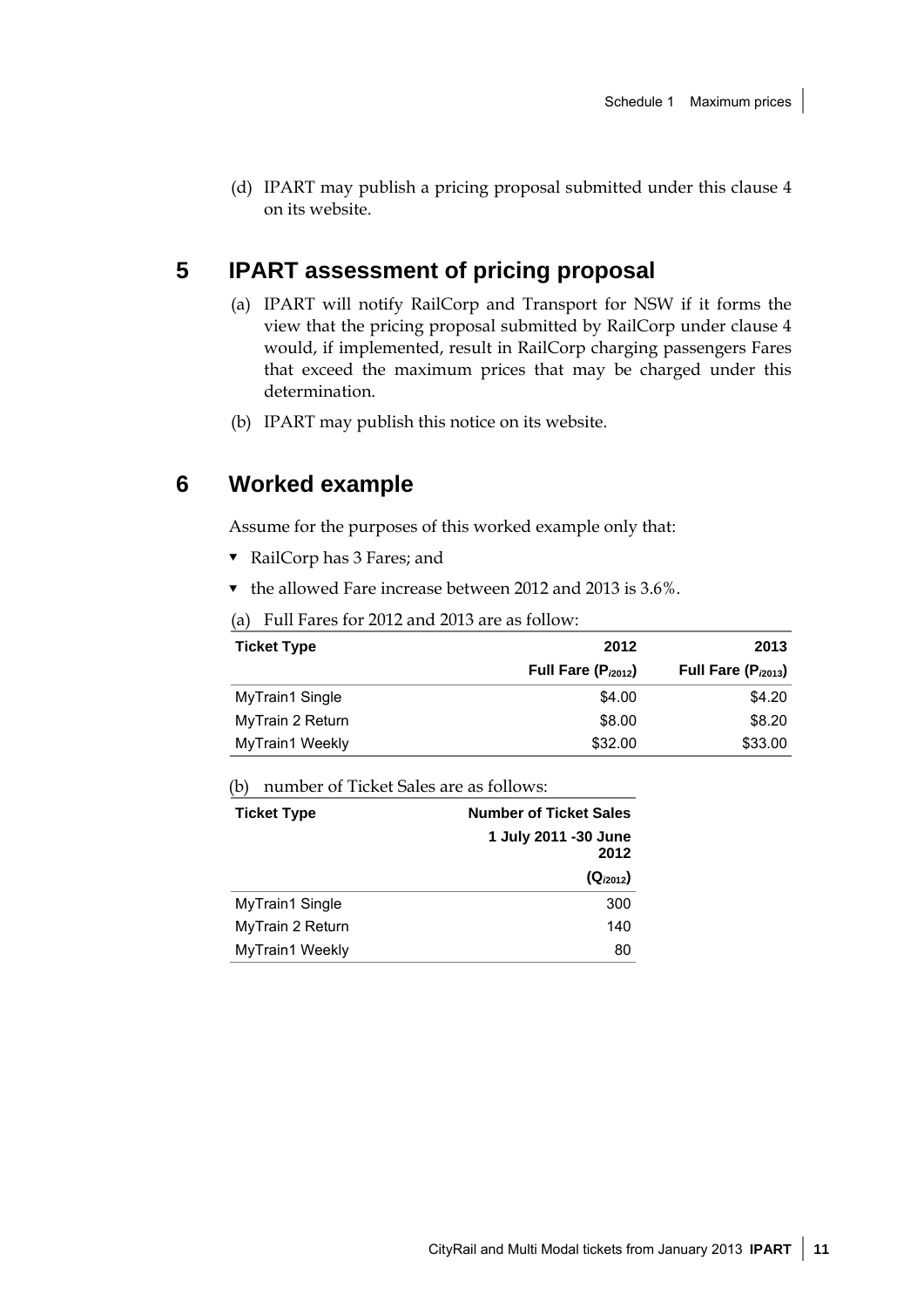(d) IPART may publish a pricing proposal submitted under this clause 4 on its website.

## 5 IPART assessment of pricing proposal

(a) IPART will notify RailCorp and Transport for NSW if it forms the view that the pricing proposal submitted by RailCorp under clause 4 would, if implemented, result in RailCorp charging passengers Fares that exceed the maximum prices that may be charged under this determination.

(b) IPART may publish this notice on its website.

## 6 Worked example

Assume for the purposes of this worked example only that:

- RailCorp has 3 Fares; and
- the allowed Fare increase between 2012 and 2013 is 3.6%.

(a) Full Fares for 2012 and 2013 are as follow:

| Ticket Type | 2012 | 2013 |
|---|---|---|
| | Full Fare ($P_{i2012}$) | Full Fare ($P_{i2013}$) |
| MyTrain1 Single | $4.00 | $4.20 |
| MyTrain 2 Return | $8.00 | $8.20 |
| MyTrain1 Weekly | $32.00 | $33.00 |

(b) number of Ticket Sales are as follows:

| Ticket Type | Number of Ticket Sales |
|---|---|
| | 1 July 2011 -30 June 2012 |
| | ($Q_{i2012}$) |
| MyTrain1 Single | 300 |
| MyTrain 2 Return | 140 |
| MyTrain1 Weekly | 80 |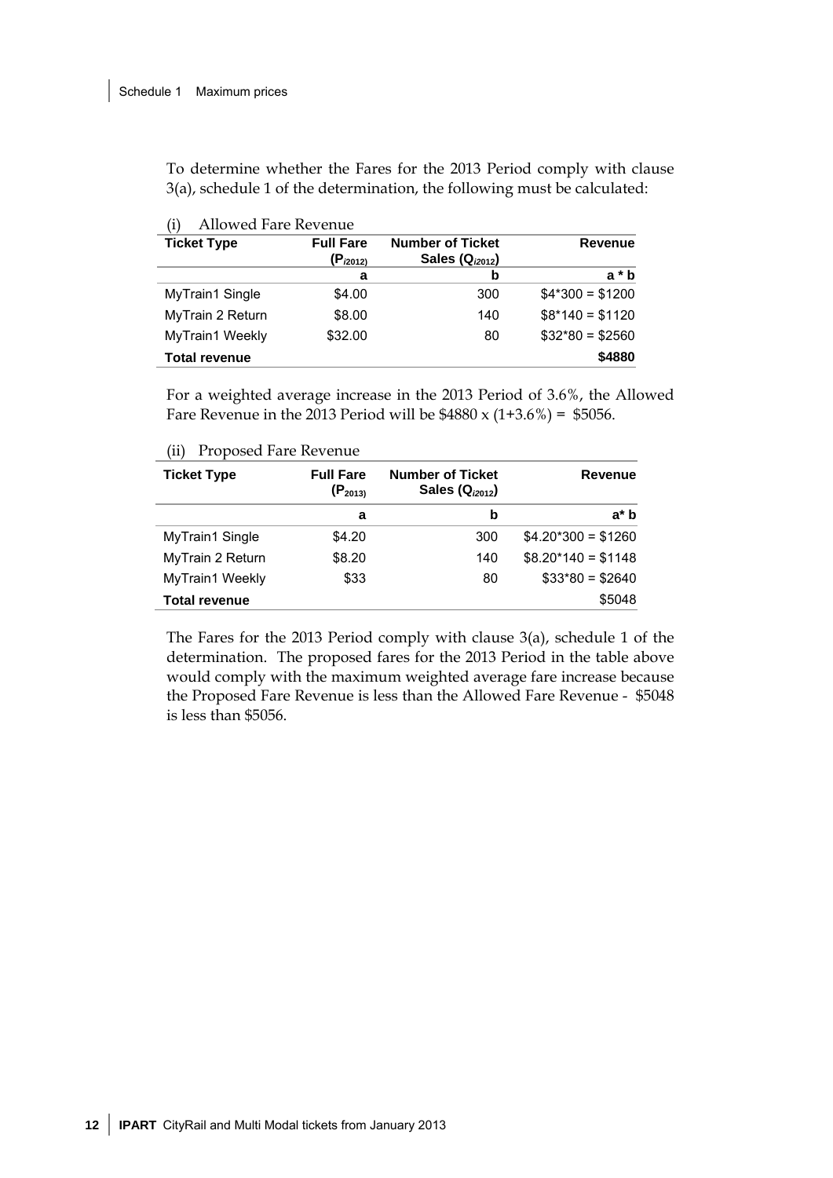To determine whether the Fares for the 2013 Period comply with clause 3(a), schedule 1 of the determination, the following must be calculated:

(i) Allowed Fare Revenue

| Ticket Type | Full Fare ($P_{i2012}$) | Number of Ticket Sales ($Q_{i2012}$) | Revenue |
|---|---|---|---|
| | a | b | a * b |
| MyTrain1 Single | $4.00 | 300 | $4*300 = $1200 |
| MyTrain 2 Return | $8.00 | 140 | $8*140 = $1120 |
| MyTrain1 Weekly | $32.00 | 80 | $32*80 = $2560 |
| **Total revenue** | | | **$4880** |

For a weighted average increase in the 2013 Period of 3.6%, the Allowed Fare Revenue in the 2013 Period will be $4880 x (1+3.6%) = $5056.

(ii) Proposed Fare Revenue

| Ticket Type | Full Fare ($P_{2013}$) | Number of Ticket Sales ($Q_{i2012}$) | Revenue |
|---|---|---|---|
| | a | b | a* b |
| MyTrain1 Single | $4.20 | 300 | $4.20*300 = $1260 |
| MyTrain 2 Return | $8.20 | 140 | $8.20*140 = $1148 |
| MyTrain1 Weekly | $33 | 80 | $33*80 = $2640 |
| **Total revenue** | | | $5048 |

The Fares for the 2013 Period comply with clause 3(a), schedule 1 of the determination. The proposed fares for the 2013 Period in the table above would comply with the maximum weighted average fare increase because the Proposed Fare Revenue is less than the Allowed Fare Revenue - $5048 is less than $5056.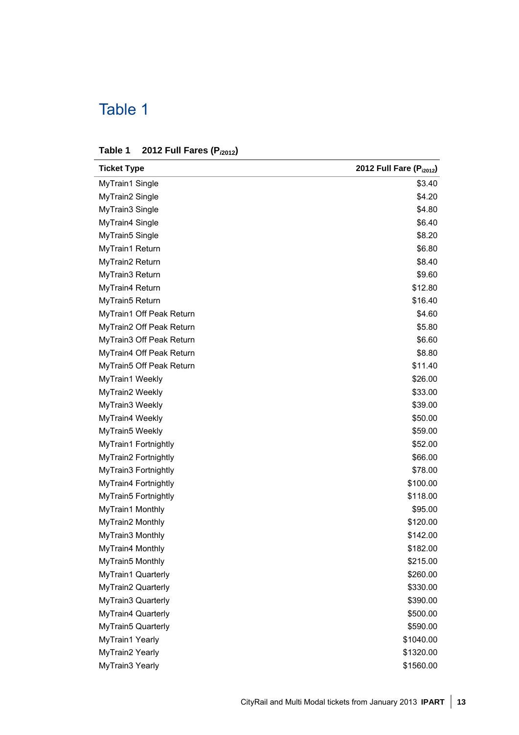# Table 1

**Table 1 2012 Full Fares ($P_{i2012}$)**

| Ticket Type | 2012 Full Fare ($P_{i2012}$) |
|---|---|
| MyTrain1 Single | $3.40 |
| MyTrain2 Single | $4.20 |
| MyTrain3 Single | $4.80 |
| MyTrain4 Single | $6.40 |
| MyTrain5 Single | $8.20 |
| MyTrain1 Return | $6.80 |
| MyTrain2 Return | $8.40 |
| MyTrain3 Return | $9.60 |
| MyTrain4 Return | $12.80 |
| MyTrain5 Return | $16.40 |
| MyTrain1 Off Peak Return | $4.60 |
| MyTrain2 Off Peak Return | $5.80 |
| MyTrain3 Off Peak Return | $6.60 |
| MyTrain4 Off Peak Return | $8.80 |
| MyTrain5 Off Peak Return | $11.40 |
| MyTrain1 Weekly | $26.00 |
| MyTrain2 Weekly | $33.00 |
| MyTrain3 Weekly | $39.00 |
| MyTrain4 Weekly | $50.00 |
| MyTrain5 Weekly | $59.00 |
| MyTrain1 Fortnightly | $52.00 |
| MyTrain2 Fortnightly | $66.00 |
| MyTrain3 Fortnightly | $78.00 |
| MyTrain4 Fortnightly | $100.00 |
| MyTrain5 Fortnightly | $118.00 |
| MyTrain1 Monthly | $95.00 |
| MyTrain2 Monthly | $120.00 |
| MyTrain3 Monthly | $142.00 |
| MyTrain4 Monthly | $182.00 |
| MyTrain5 Monthly | $215.00 |
| MyTrain1 Quarterly | $260.00 |
| MyTrain2 Quarterly | $330.00 |
| MyTrain3 Quarterly | $390.00 |
| MyTrain4 Quarterly | $500.00 |
| MyTrain5 Quarterly | $590.00 |
| MyTrain1 Yearly | $1040.00 |
| MyTrain2 Yearly | $1320.00 |
| MyTrain3 Yearly | $1560.00 |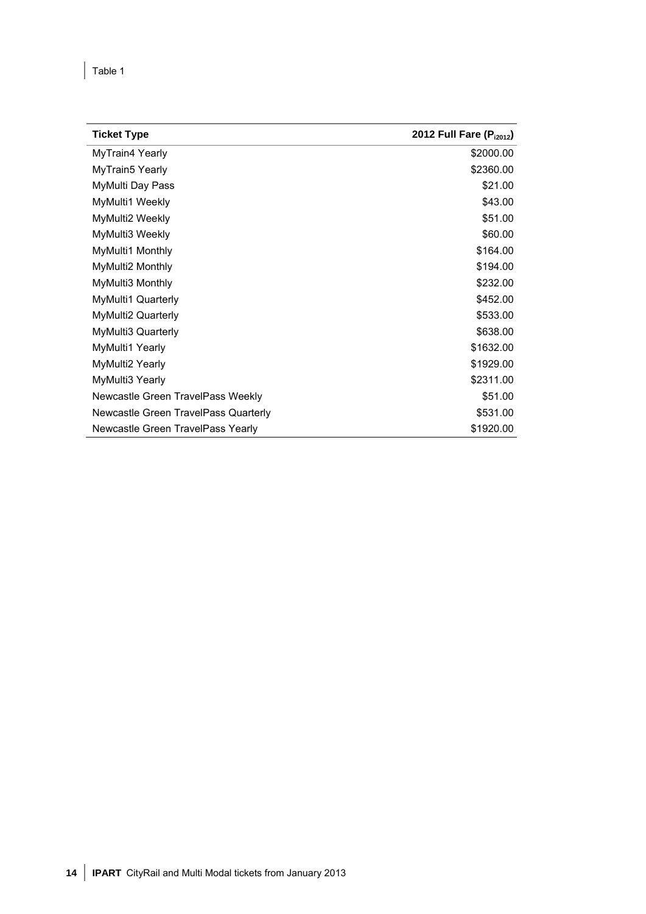Table 1

| Ticket Type | 2012 Full Fare ($P_{i2012}$) |
| --- | --- |
| MyTrain4 Yearly | $2000.00 |
| MyTrain5 Yearly | $2360.00 |
| MyMulti Day Pass | $21.00 |
| MyMulti1 Weekly | $43.00 |
| MyMulti2 Weekly | $51.00 |
| MyMulti3 Weekly | $60.00 |
| MyMulti1 Monthly | $164.00 |
| MyMulti2 Monthly | $194.00 |
| MyMulti3 Monthly | $232.00 |
| MyMulti1 Quarterly | $452.00 |
| MyMulti2 Quarterly | $533.00 |
| MyMulti3 Quarterly | $638.00 |
| MyMulti1 Yearly | $1632.00 |
| MyMulti2 Yearly | $1929.00 |
| MyMulti3 Yearly | $2311.00 |
| Newcastle Green TravelPass Weekly | $51.00 |
| Newcastle Green TravelPass Quarterly | $531.00 |
| Newcastle Green TravelPass Yearly | $1920.00 |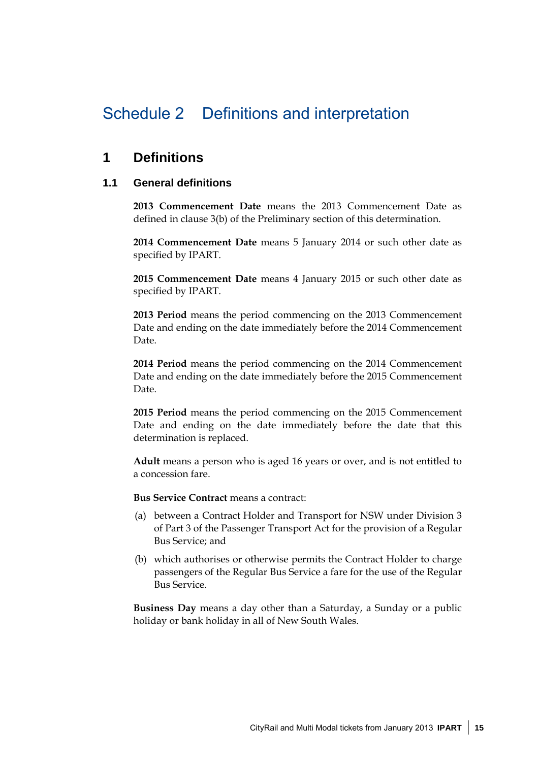# Schedule 2 Definitions and interpretation

## 1 Definitions

### 1.1 General definitions

**2013 Commencement Date** means the 2013 Commencement Date as defined in clause 3(b) of the Preliminary section of this determination.

**2014 Commencement Date** means 5 January 2014 or such other date as specified by IPART.

**2015 Commencement Date** means 4 January 2015 or such other date as specified by IPART.

**2013 Period** means the period commencing on the 2013 Commencement Date and ending on the date immediately before the 2014 Commencement Date.

**2014 Period** means the period commencing on the 2014 Commencement Date and ending on the date immediately before the 2015 Commencement Date.

**2015 Period** means the period commencing on the 2015 Commencement Date and ending on the date immediately before the date that this determination is replaced.

**Adult** means a person who is aged 16 years or over, and is not entitled to a concession fare.

**Bus Service Contract** means a contract:

(a) between a Contract Holder and Transport for NSW under Division 3 of Part 3 of the Passenger Transport Act for the provision of a Regular Bus Service; and

(b) which authorises or otherwise permits the Contract Holder to charge passengers of the Regular Bus Service a fare for the use of the Regular Bus Service.

**Business Day** means a day other than a Saturday, a Sunday or a public holiday or bank holiday in all of New South Wales.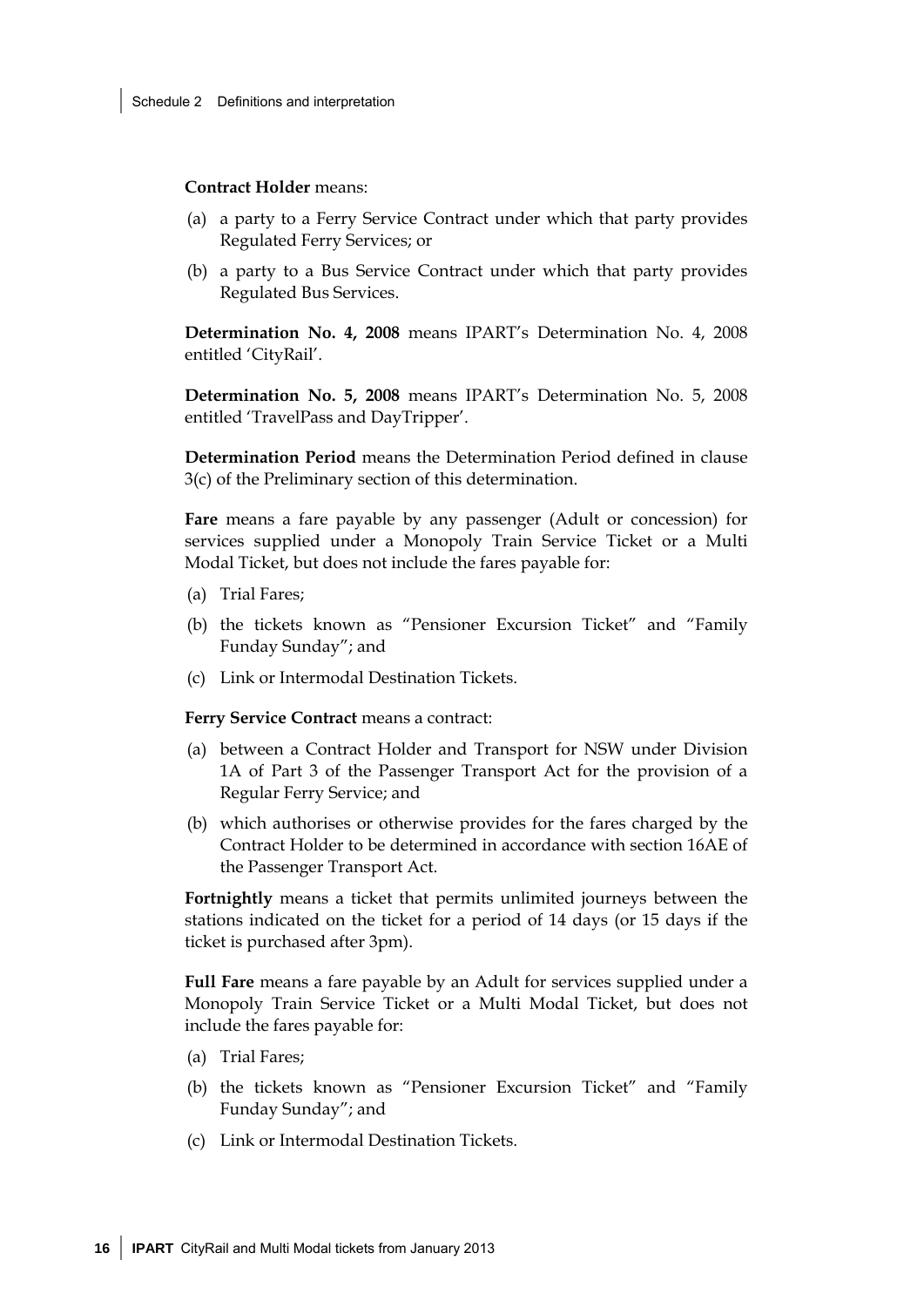**Contract Holder** means:

(a) a party to a Ferry Service Contract under which that party provides Regulated Ferry Services; or

(b) a party to a Bus Service Contract under which that party provides Regulated Bus Services.

**Determination No. 4, 2008** means IPART's Determination No. 4, 2008 entitled 'CityRail'.

**Determination No. 5, 2008** means IPART's Determination No. 5, 2008 entitled 'TravelPass and DayTripper'.

**Determination Period** means the Determination Period defined in clause 3(c) of the Preliminary section of this determination.

**Fare** means a fare payable by any passenger (Adult or concession) for services supplied under a Monopoly Train Service Ticket or a Multi Modal Ticket, but does not include the fares payable for:

(a) Trial Fares;

(b) the tickets known as "Pensioner Excursion Ticket" and "Family Funday Sunday"; and

(c) Link or Intermodal Destination Tickets.

**Ferry Service Contract** means a contract:

(a) between a Contract Holder and Transport for NSW under Division 1A of Part 3 of the Passenger Transport Act for the provision of a Regular Ferry Service; and

(b) which authorises or otherwise provides for the fares charged by the Contract Holder to be determined in accordance with section 16AE of the Passenger Transport Act.

**Fortnightly** means a ticket that permits unlimited journeys between the stations indicated on the ticket for a period of 14 days (or 15 days if the ticket is purchased after 3pm).

**Full Fare** means a fare payable by an Adult for services supplied under a Monopoly Train Service Ticket or a Multi Modal Ticket, but does not include the fares payable for:

(a) Trial Fares;

(b) the tickets known as "Pensioner Excursion Ticket" and "Family Funday Sunday"; and

(c) Link or Intermodal Destination Tickets.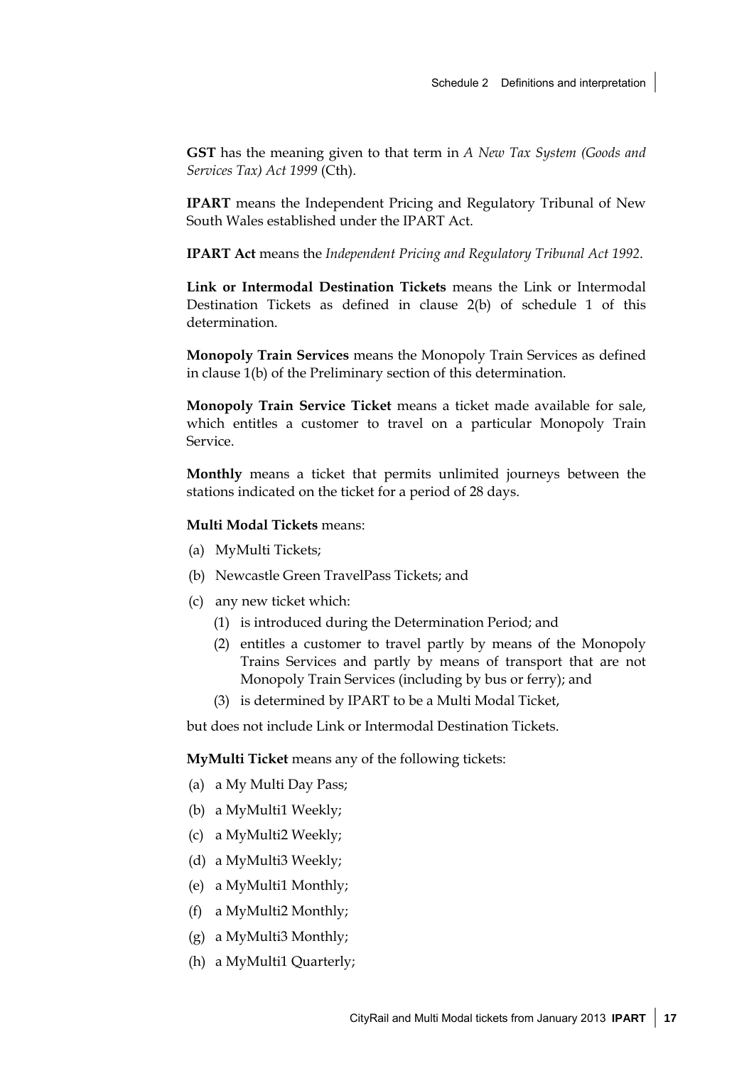**GST** has the meaning given to that term in *A New Tax System (Goods and Services Tax) Act 1999* (Cth).

**IPART** means the Independent Pricing and Regulatory Tribunal of New South Wales established under the IPART Act.

**IPART Act** means the *Independent Pricing and Regulatory Tribunal Act 1992*.

**Link or Intermodal Destination Tickets** means the Link or Intermodal Destination Tickets as defined in clause 2(b) of schedule 1 of this determination.

**Monopoly Train Services** means the Monopoly Train Services as defined in clause 1(b) of the Preliminary section of this determination.

**Monopoly Train Service Ticket** means a ticket made available for sale, which entitles a customer to travel on a particular Monopoly Train Service.

**Monthly** means a ticket that permits unlimited journeys between the stations indicated on the ticket for a period of 28 days.

**Multi Modal Tickets** means:

(a) MyMulti Tickets;

(b) Newcastle Green TravelPass Tickets; and

(c) any new ticket which:

  (1) is introduced during the Determination Period; and

  (2) entitles a customer to travel partly by means of the Monopoly Trains Services and partly by means of transport that are not Monopoly Train Services (including by bus or ferry); and

  (3) is determined by IPART to be a Multi Modal Ticket,

but does not include Link or Intermodal Destination Tickets.

**MyMulti Ticket** means any of the following tickets:

(a) a My Multi Day Pass;

(b) a MyMulti1 Weekly;

(c) a MyMulti2 Weekly;

(d) a MyMulti3 Weekly;

(e) a MyMulti1 Monthly;

(f) a MyMulti2 Monthly;

(g) a MyMulti3 Monthly;

(h) a MyMulti1 Quarterly;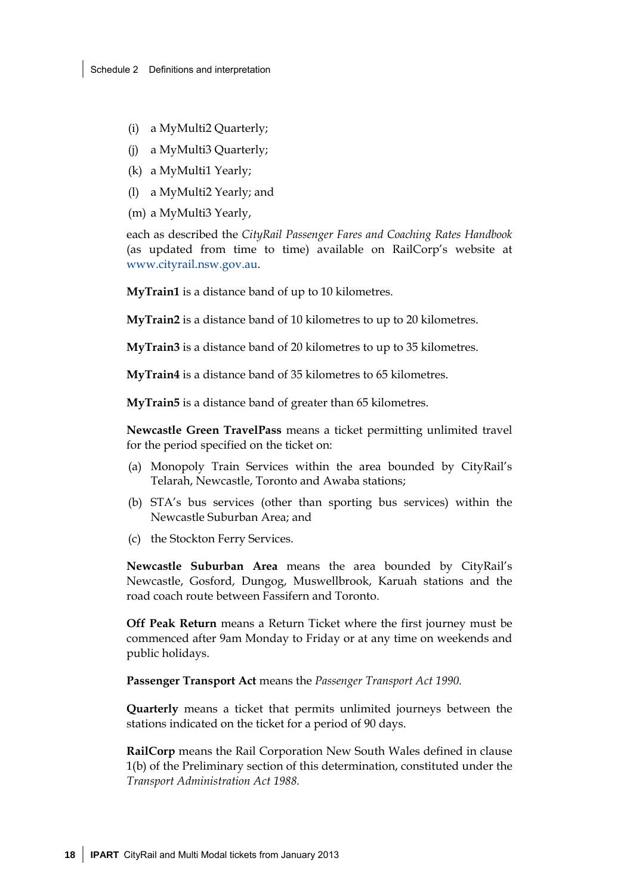(i) a MyMulti2 Quarterly;

(j) a MyMulti3 Quarterly;

(k) a MyMulti1 Yearly;

(l) a MyMulti2 Yearly; and

(m) a MyMulti3 Yearly,

each as described the *CityRail Passenger Fares and Coaching Rates Handbook* (as updated from time to time) available on RailCorp's website at www.cityrail.nsw.gov.au.

**MyTrain1** is a distance band of up to 10 kilometres.

**MyTrain2** is a distance band of 10 kilometres to up to 20 kilometres.

**MyTrain3** is a distance band of 20 kilometres to up to 35 kilometres.

**MyTrain4** is a distance band of 35 kilometres to 65 kilometres.

**MyTrain5** is a distance band of greater than 65 kilometres.

**Newcastle Green TravelPass** means a ticket permitting unlimited travel for the period specified on the ticket on:

(a) Monopoly Train Services within the area bounded by CityRail's Telarah, Newcastle, Toronto and Awaba stations;

(b) STA's bus services (other than sporting bus services) within the Newcastle Suburban Area; and

(c) the Stockton Ferry Services.

**Newcastle Suburban Area** means the area bounded by CityRail's Newcastle, Gosford, Dungog, Muswellbrook, Karuah stations and the road coach route between Fassifern and Toronto.

**Off Peak Return** means a Return Ticket where the first journey must be commenced after 9am Monday to Friday or at any time on weekends and public holidays.

**Passenger Transport Act** means the *Passenger Transport Act 1990.*

**Quarterly** means a ticket that permits unlimited journeys between the stations indicated on the ticket for a period of 90 days.

**RailCorp** means the Rail Corporation New South Wales defined in clause 1(b) of the Preliminary section of this determination, constituted under the *Transport Administration Act 1988.*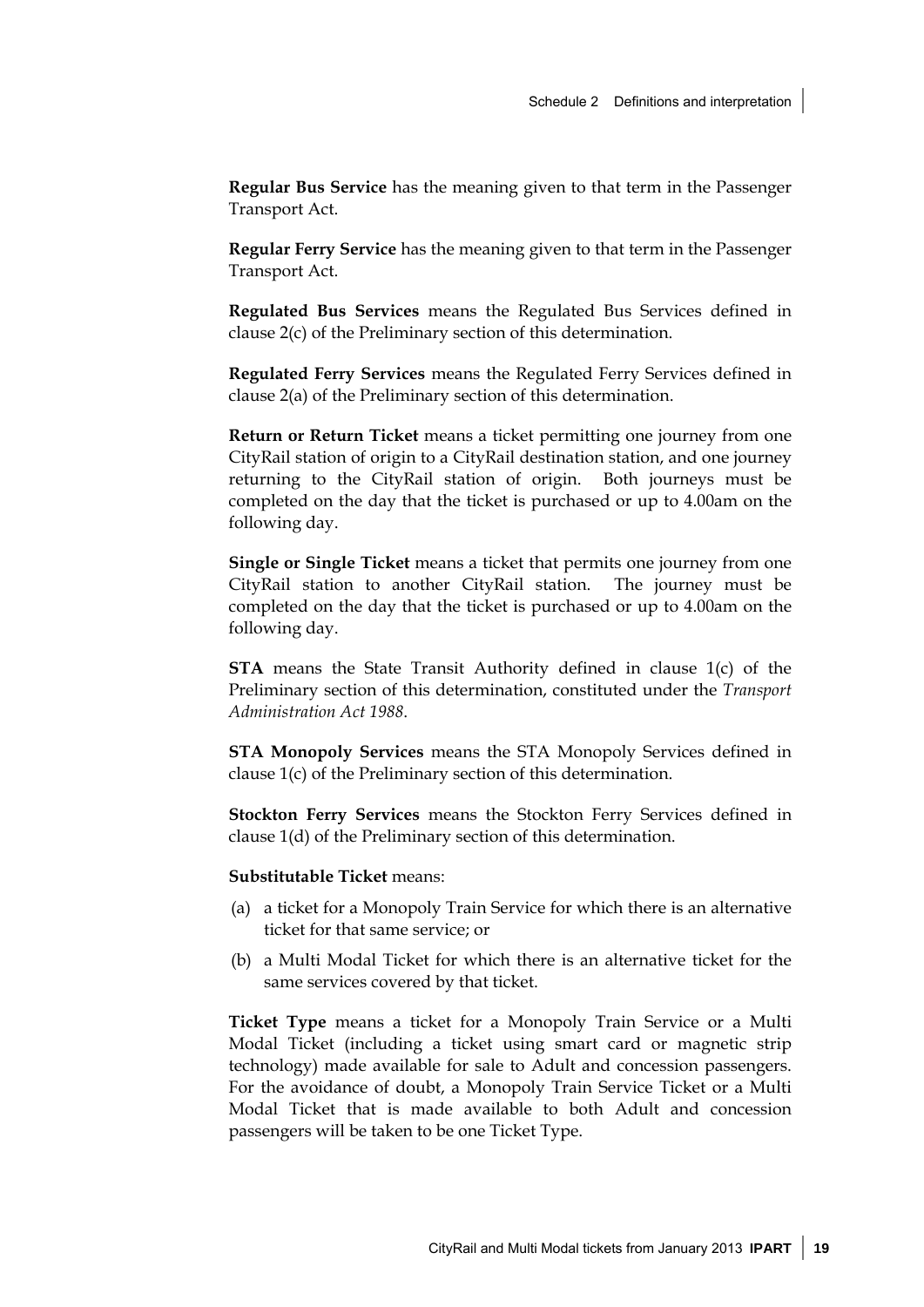**Regular Bus Service** has the meaning given to that term in the Passenger Transport Act.

**Regular Ferry Service** has the meaning given to that term in the Passenger Transport Act.

**Regulated Bus Services** means the Regulated Bus Services defined in clause 2(c) of the Preliminary section of this determination.

**Regulated Ferry Services** means the Regulated Ferry Services defined in clause 2(a) of the Preliminary section of this determination.

**Return or Return Ticket** means a ticket permitting one journey from one CityRail station of origin to a CityRail destination station, and one journey returning to the CityRail station of origin. Both journeys must be completed on the day that the ticket is purchased or up to 4.00am on the following day.

**Single or Single Ticket** means a ticket that permits one journey from one CityRail station to another CityRail station. The journey must be completed on the day that the ticket is purchased or up to 4.00am on the following day.

**STA** means the State Transit Authority defined in clause 1(c) of the Preliminary section of this determination, constituted under the *Transport Administration Act 1988*.

**STA Monopoly Services** means the STA Monopoly Services defined in clause 1(c) of the Preliminary section of this determination.

**Stockton Ferry Services** means the Stockton Ferry Services defined in clause 1(d) of the Preliminary section of this determination.

**Substitutable Ticket** means:

(a) a ticket for a Monopoly Train Service for which there is an alternative ticket for that same service; or

(b) a Multi Modal Ticket for which there is an alternative ticket for the same services covered by that ticket.

**Ticket Type** means a ticket for a Monopoly Train Service or a Multi Modal Ticket (including a ticket using smart card or magnetic strip technology) made available for sale to Adult and concession passengers. For the avoidance of doubt, a Monopoly Train Service Ticket or a Multi Modal Ticket that is made available to both Adult and concession passengers will be taken to be one Ticket Type.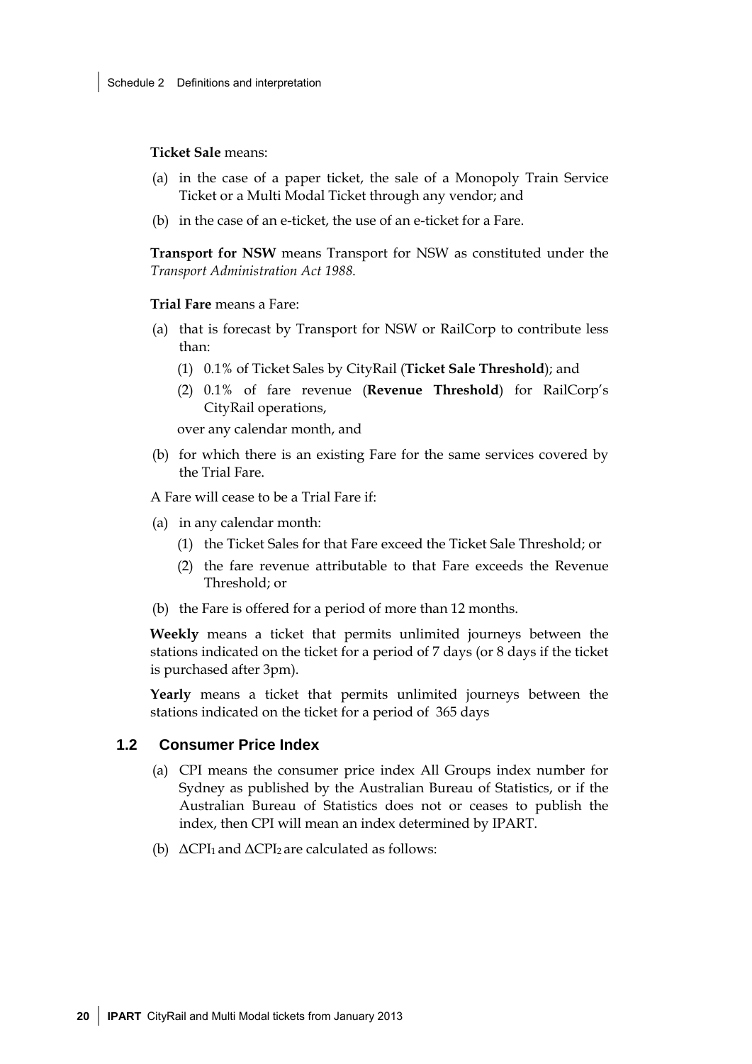**Ticket Sale** means:

(a) in the case of a paper ticket, the sale of a Monopoly Train Service Ticket or a Multi Modal Ticket through any vendor; and

(b) in the case of an e-ticket, the use of an e-ticket for a Fare.

**Transport for NSW** means Transport for NSW as constituted under the *Transport Administration Act 1988*.

**Trial Fare** means a Fare:

(a) that is forecast by Transport for NSW or RailCorp to contribute less than:

   (1) 0.1% of Ticket Sales by CityRail (**Ticket Sale Threshold**); and

   (2) 0.1% of fare revenue (**Revenue Threshold**) for RailCorp's CityRail operations,

   over any calendar month, and

(b) for which there is an existing Fare for the same services covered by the Trial Fare.

A Fare will cease to be a Trial Fare if:

(a) in any calendar month:

   (1) the Ticket Sales for that Fare exceed the Ticket Sale Threshold; or

   (2) the fare revenue attributable to that Fare exceeds the Revenue Threshold; or

(b) the Fare is offered for a period of more than 12 months.

**Weekly** means a ticket that permits unlimited journeys between the stations indicated on the ticket for a period of 7 days (or 8 days if the ticket is purchased after 3pm).

**Yearly** means a ticket that permits unlimited journeys between the stations indicated on the ticket for a period of 365 days

## 1.2 Consumer Price Index

(a) CPI means the consumer price index All Groups index number for Sydney as published by the Australian Bureau of Statistics, or if the Australian Bureau of Statistics does not or ceases to publish the index, then CPI will mean an index determined by IPART.

(b) $\Delta CPI_1$ and $\Delta CPI_2$ are calculated as follows: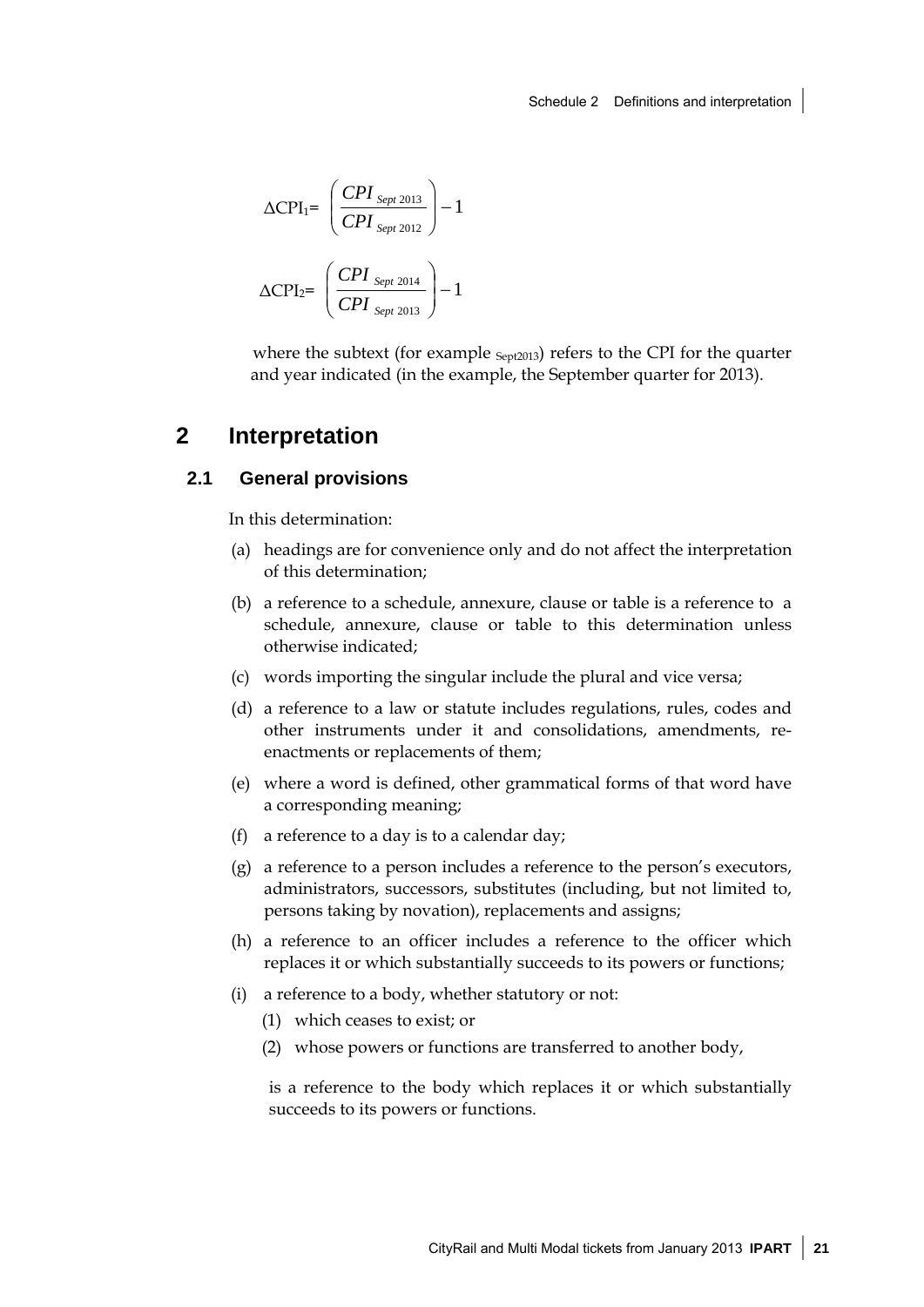$$\Delta CPI_1 = \left( \frac{CPI_{Sept\,2013}}{CPI_{Sept\,2012}} \right) - 1$$

$$\Delta CPI_2 = \left( \frac{CPI_{Sept\,2014}}{CPI_{Sept\,2013}} \right) - 1$$

where the subtext (for example $_{Sept2013}$) refers to the CPI for the quarter and year indicated (in the example, the September quarter for 2013).

# 2 Interpretation

## 2.1 General provisions

In this determination:

(a) headings are for convenience only and do not affect the interpretation of this determination;

(b) a reference to a schedule, annexure, clause or table is a reference to a schedule, annexure, clause or table to this determination unless otherwise indicated;

(c) words importing the singular include the plural and vice versa;

(d) a reference to a law or statute includes regulations, rules, codes and other instruments under it and consolidations, amendments, re-enactments or replacements of them;

(e) where a word is defined, other grammatical forms of that word have a corresponding meaning;

(f) a reference to a day is to a calendar day;

(g) a reference to a person includes a reference to the person's executors, administrators, successors, substitutes (including, but not limited to, persons taking by novation), replacements and assigns;

(h) a reference to an officer includes a reference to the officer which replaces it or which substantially succeeds to its powers or functions;

(i) a reference to a body, whether statutory or not:

(1) which ceases to exist; or

(2) whose powers or functions are transferred to another body,

is a reference to the body which replaces it or which substantially succeeds to its powers or functions.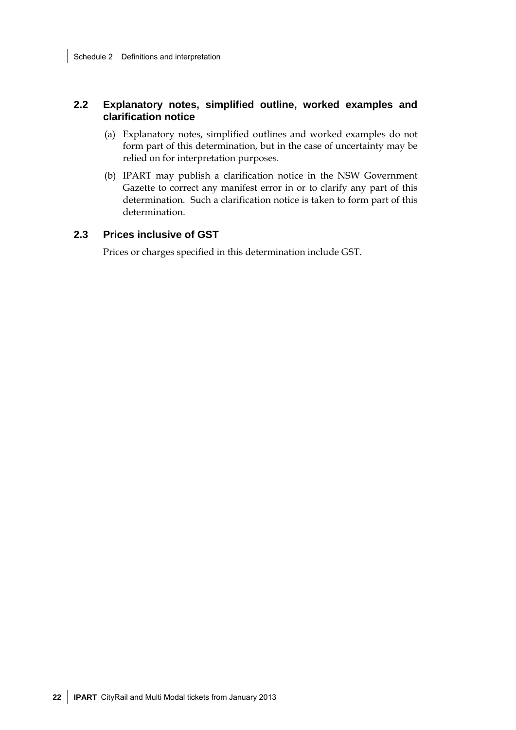## 2.2 Explanatory notes, simplified outline, worked examples and clarification notice

(a) Explanatory notes, simplified outlines and worked examples do not form part of this determination, but in the case of uncertainty may be relied on for interpretation purposes.

(b) IPART may publish a clarification notice in the NSW Government Gazette to correct any manifest error in or to clarify any part of this determination. Such a clarification notice is taken to form part of this determination.

## 2.3 Prices inclusive of GST

Prices or charges specified in this determination include GST.